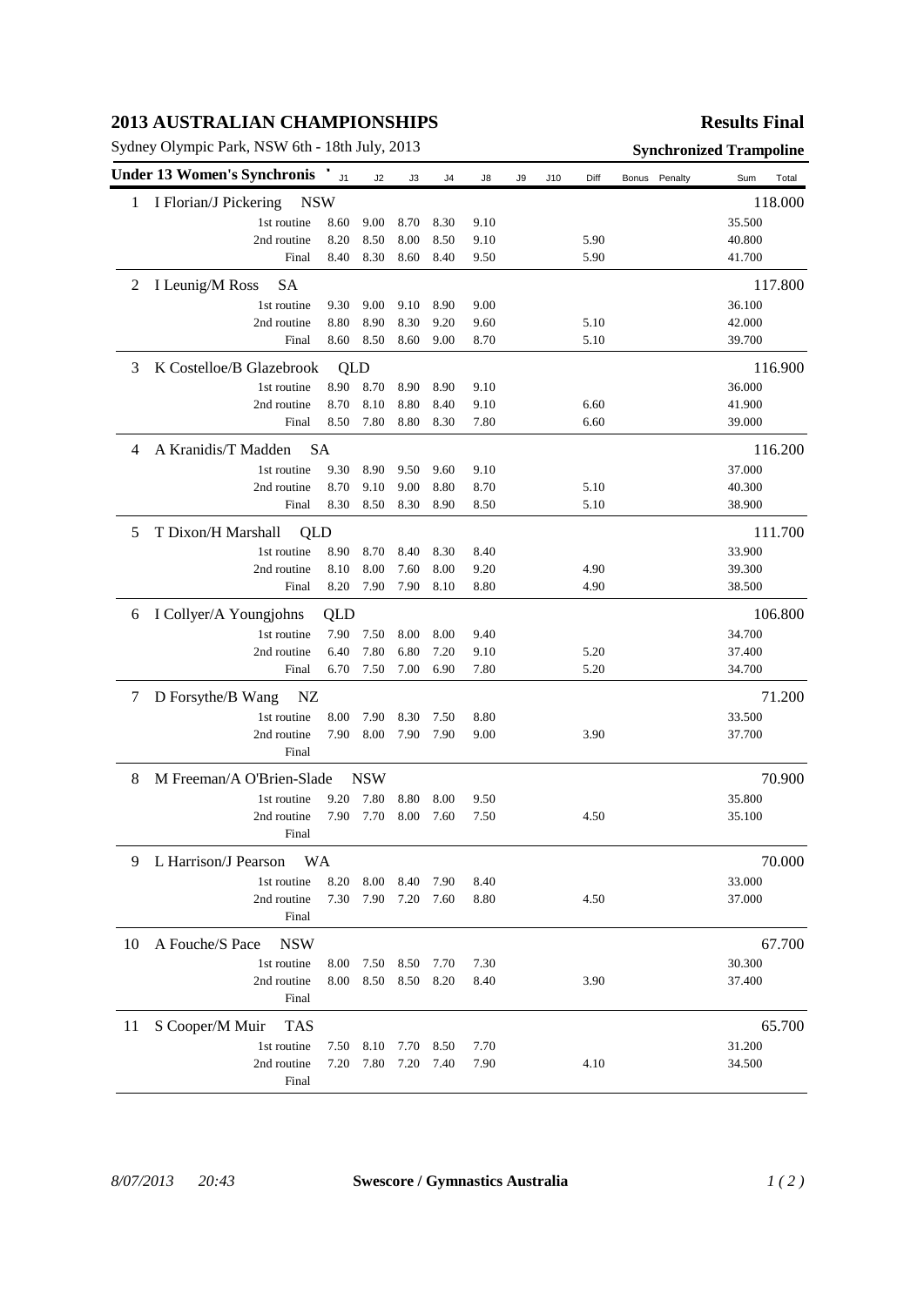# 2013 AUSTRALIAN CHAMPIONSHIPS

**Results Final**

Sydney Olympic Park, NSW 6th - 18th July, 2013

**Synchronized Trampoline**

| Under 13 Women's Synchronis | | J1 | J2 | J3 | J4 | J8 | J9 | J10 | Diff | Bonus | Penalty | Sum | Total |
|---|---|---|---|---|---|---|---|---|---|---|---|---|---|
| 1 | I Florian/J Pickering NSW | | | | | | | | | | | | 118.000 |
| | 1st routine | 8.60 | 9.00 | 8.70 | 8.30 | 9.10 | | | | | | 35.500 | |
| | 2nd routine | 8.20 | 8.50 | 8.00 | 8.50 | 9.10 | | | 5.90 | | | 40.800 | |
| | Final | 8.40 | 8.30 | 8.60 | 8.40 | 9.50 | | | 5.90 | | | 41.700 | |
| 2 | I Leunig/M Ross SA | | | | | | | | | | | | 117.800 |
| | 1st routine | 9.30 | 9.00 | 9.10 | 8.90 | 9.00 | | | | | | 36.100 | |
| | 2nd routine | 8.80 | 8.90 | 8.30 | 9.20 | 9.60 | | | 5.10 | | | 42.000 | |
| | Final | 8.60 | 8.50 | 8.60 | 9.00 | 8.70 | | | 5.10 | | | 39.700 | |
| 3 | K Costelloe/B Glazebrook QLD | | | | | | | | | | | | 116.900 |
| | 1st routine | 8.90 | 8.70 | 8.90 | 8.90 | 9.10 | | | | | | 36.000 | |
| | 2nd routine | 8.70 | 8.10 | 8.80 | 8.40 | 9.10 | | | 6.60 | | | 41.900 | |
| | Final | 8.50 | 7.80 | 8.80 | 8.30 | 7.80 | | | 6.60 | | | 39.000 | |
| 4 | A Kranidis/T Madden SA | | | | | | | | | | | | 116.200 |
| | 1st routine | 9.30 | 8.90 | 9.50 | 9.60 | 9.10 | | | | | | 37.000 | |
| | 2nd routine | 8.70 | 9.10 | 9.00 | 8.80 | 8.70 | | | 5.10 | | | 40.300 | |
| | Final | 8.30 | 8.50 | 8.30 | 8.90 | 8.50 | | | 5.10 | | | 38.900 | |
| 5 | T Dixon/H Marshall QLD | | | | | | | | | | | | 111.700 |
| | 1st routine | 8.90 | 8.70 | 8.40 | 8.30 | 8.40 | | | | | | 33.900 | |
| | 2nd routine | 8.10 | 8.00 | 7.60 | 8.00 | 9.20 | | | 4.90 | | | 39.300 | |
| | Final | 8.20 | 7.90 | 7.90 | 8.10 | 8.80 | | | 4.90 | | | 38.500 | |
| 6 | I Collyer/A Youngjohns QLD | | | | | | | | | | | | 106.800 |
| | 1st routine | 7.90 | 7.50 | 8.00 | 8.00 | 9.40 | | | | | | 34.700 | |
| | 2nd routine | 6.40 | 7.80 | 6.80 | 7.20 | 9.10 | | | 5.20 | | | 37.400 | |
| | Final | 6.70 | 7.50 | 7.00 | 6.90 | 7.80 | | | 5.20 | | | 34.700 | |
| 7 | D Forsythe/B Wang NZ | | | | | | | | | | | | 71.200 |
| | 1st routine | 8.00 | 7.90 | 8.30 | 7.50 | 8.80 | | | | | | 33.500 | |
| | 2nd routine | 7.90 | 8.00 | 7.90 | 7.90 | 9.00 | | | 3.90 | | | 37.700 | |
| | Final | | | | | | | | | | | | |
| 8 | M Freeman/A O'Brien-Slade NSW | | | | | | | | | | | | 70.900 |
| | 1st routine | 9.20 | 7.80 | 8.80 | 8.00 | 9.50 | | | | | | 35.800 | |
| | 2nd routine | 7.90 | 7.70 | 8.00 | 7.60 | 7.50 | | | 4.50 | | | 35.100 | |
| | Final | | | | | | | | | | | | |
| 9 | L Harrison/J Pearson WA | | | | | | | | | | | | 70.000 |
| | 1st routine | 8.20 | 8.00 | 8.40 | 7.90 | 8.40 | | | | | | 33.000 | |
| | 2nd routine | 7.30 | 7.90 | 7.20 | 7.60 | 8.80 | | | 4.50 | | | 37.000 | |
| | Final | | | | | | | | | | | | |
| 10 | A Fouche/S Pace NSW | | | | | | | | | | | | 67.700 |
| | 1st routine | 8.00 | 7.50 | 8.50 | 7.70 | 7.30 | | | | | | 30.300 | |
| | 2nd routine | 8.00 | 8.50 | 8.50 | 8.20 | 8.40 | | | 3.90 | | | 37.400 | |
| | Final | | | | | | | | | | | | |
| 11 | S Cooper/M Muir TAS | | | | | | | | | | | | 65.700 |
| | 1st routine | 7.50 | 8.10 | 7.70 | 8.50 | 7.70 | | | | | | 31.200 | |
| | 2nd routine | 7.20 | 7.80 | 7.20 | 7.40 | 7.90 | | | 4.10 | | | 34.500 | |
| | Final | | | | | | | | | | | | |

*8/07/2013 20:43* **Swescore / Gymnastics Australia**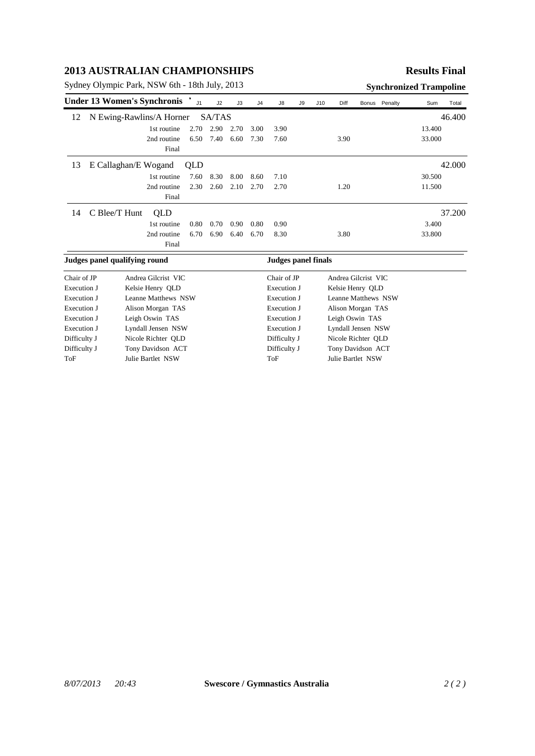# 2013 AUSTRALIAN CHAMPIONSHIPS

**Results Final**

Sydney Olympic Park, NSW 6th - 18th July, 2013

**Synchronized Trampoline**

| Under 13 Women's Synchronis | | J1 | J2 | J3 | J4 | J8 | J9 | J10 | Diff | Bonus | Penalty | Sum | Total |
|---|---|---|---|---|---|---|---|---|---|---|---|---|---|
| 12 | N Ewing-Rawlins/A Horner SA/TAS | | | | | | | | | | | | 46.400 |
| | 1st routine | 2.70 | 2.90 | 2.70 | 3.00 | 3.90 | | | | | | 13.400 | |
| | 2nd routine | 6.50 | 7.40 | 6.60 | 7.30 | 7.60 | | | 3.90 | | | 33.000 | |
| | Final | | | | | | | | | | | | |
| 13 | E Callaghan/E Wogand QLD | | | | | | | | | | | | 42.000 |
| | 1st routine | 7.60 | 8.30 | 8.00 | 8.60 | 7.10 | | | | | | 30.500 | |
| | 2nd routine | 2.30 | 2.60 | 2.10 | 2.70 | 2.70 | | | 1.20 | | | 11.500 | |
| | Final | | | | | | | | | | | | |
| 14 | C Blee/T Hunt QLD | | | | | | | | | | | | 37.200 |
| | 1st routine | 0.80 | 0.70 | 0.90 | 0.80 | 0.90 | | | | | | 3.400 | |
| | 2nd routine | 6.70 | 6.90 | 6.40 | 6.70 | 8.30 | | | 3.80 | | | 33.800 | |
| | Final | | | | | | | | | | | | |

| Judges panel qualifying round | | Judges panel finals | |
|---|---|---|---|
| Chair of JP | Andrea Gilcrist VIC | Chair of JP | Andrea Gilcrist VIC |
| Execution J | Kelsie Henry QLD | Execution J | Kelsie Henry QLD |
| Execution J | Leanne Matthews NSW | Execution J | Leanne Matthews NSW |
| Execution J | Alison Morgan TAS | Execution J | Alison Morgan TAS |
| Execution J | Leigh Oswin TAS | Execution J | Leigh Oswin TAS |
| Execution J | Lyndall Jensen NSW | Execution J | Lyndall Jensen NSW |
| Difficulty J | Nicole Richter QLD | Difficulty J | Nicole Richter QLD |
| Difficulty J | Tony Davidson ACT | Difficulty J | Tony Davidson ACT |
| ToF | Julie Bartlet NSW | ToF | Julie Bartlet NSW |

*8/07/2013 20:43* **Swescore / Gymnastics Australia**